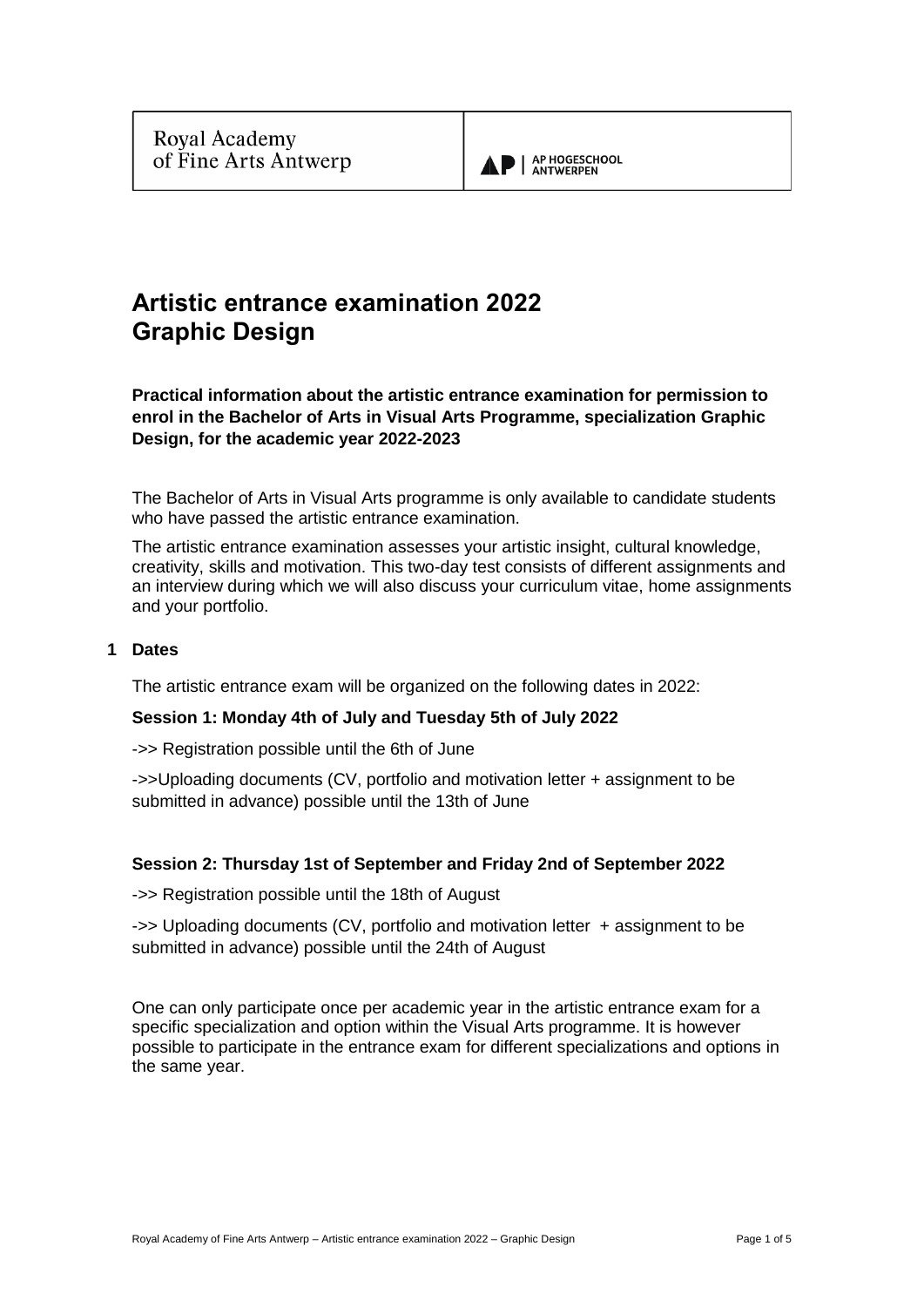Royal Academy of Fine Arts Antwerp | AP HOGESCHOOL ANTWERPEN

# Artistic entrance examination 2022 Graphic Design

**Practical information about the artistic entrance examination for permission to enrol in the Bachelor of Arts in Visual Arts Programme, specialization Graphic Design, for the academic year 2022-2023**

The Bachelor of Arts in Visual Arts programme is only available to candidate students who have passed the artistic entrance examination.

The artistic entrance examination assesses your artistic insight, cultural knowledge, creativity, skills and motivation. This two-day test consists of different assignments and an interview during which we will also discuss your curriculum vitae, home assignments and your portfolio.

## 1 Dates

The artistic entrance exam will be organized on the following dates in 2022:

**Session 1: Monday 4th of July and Tuesday 5th of July 2022**

->> Registration possible until the 6th of June

->>Uploading documents (CV, portfolio and motivation letter + assignment to be submitted in advance) possible until the 13th of June

**Session 2: Thursday 1st of September and Friday 2nd of September 2022**

->> Registration possible until the 18th of August

->> Uploading documents (CV, portfolio and motivation letter + assignment to be submitted in advance) possible until the 24th of August

One can only participate once per academic year in the artistic entrance exam for a specific specialization and option within the Visual Arts programme. It is however possible to participate in the entrance exam for different specializations and options in the same year.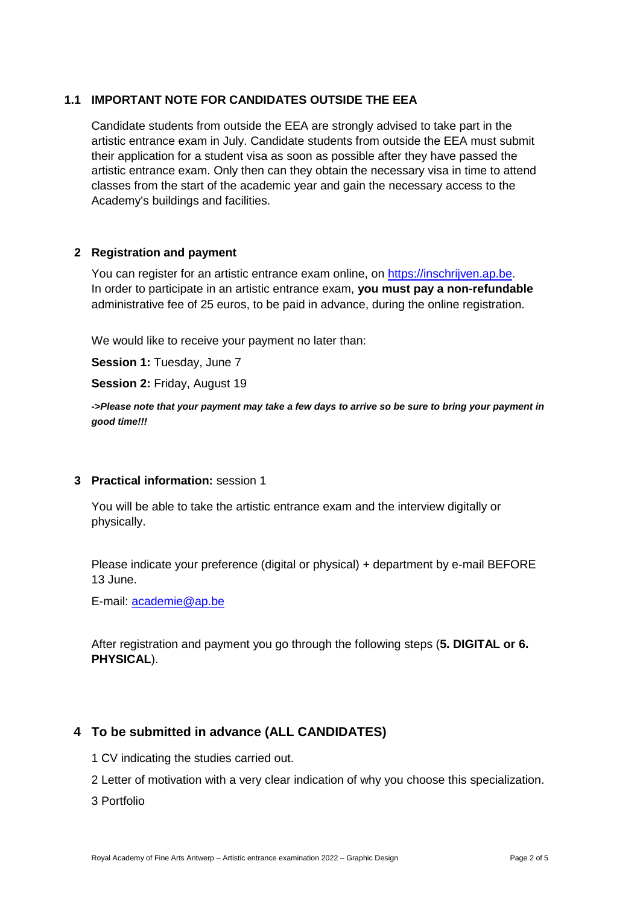### 1.1 IMPORTANT NOTE FOR CANDIDATES OUTSIDE THE EEA

Candidate students from outside the EEA are strongly advised to take part in the artistic entrance exam in July. Candidate students from outside the EEA must submit their application for a student visa as soon as possible after they have passed the artistic entrance exam. Only then can they obtain the necessary visa in time to attend classes from the start of the academic year and gain the necessary access to the Academy's buildings and facilities.

## 2 Registration and payment

You can register for an artistic entrance exam online, on https://inschrijven.ap.be. In order to participate in an artistic entrance exam, **you must pay a non-refundable** administrative fee of 25 euros, to be paid in advance, during the online registration.

We would like to receive your payment no later than:

**Session 1:** Tuesday, June 7

**Session 2:** Friday, August 19

***->Please note that your payment may take a few days to arrive so be sure to bring your payment in good time!!!***

## 3 Practical information: session 1

You will be able to take the artistic entrance exam and the interview digitally or physically.

Please indicate your preference (digital or physical) + department by e-mail BEFORE 13 June.

E-mail: academie@ap.be

After registration and payment you go through the following steps (**5. DIGITAL or 6. PHYSICAL**).

## 4 To be submitted in advance (ALL CANDIDATES)

1 CV indicating the studies carried out.

2 Letter of motivation with a very clear indication of why you choose this specialization.

3 Portfolio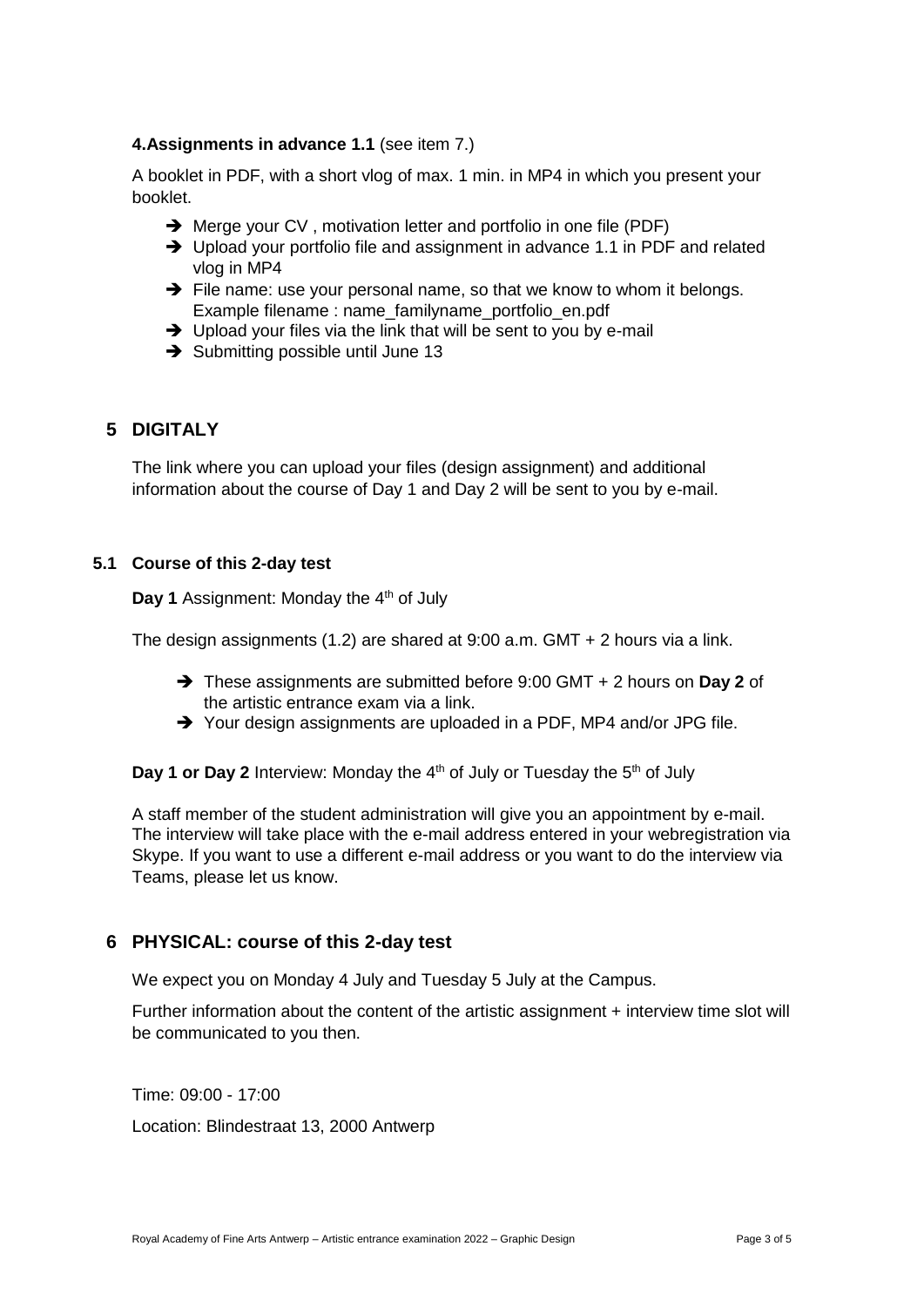**4.Assignments in advance 1.1** (see item 7.)

A booklet in PDF, with a short vlog of max. 1 min. in MP4 in which you present your booklet.

- ➔ Merge your CV , motivation letter and portfolio in one file (PDF)
- ➔ Upload your portfolio file and assignment in advance 1.1 in PDF and related vlog in MP4
- ➔ File name: use your personal name, so that we know to whom it belongs. Example filename : name_familyname_portfolio_en.pdf
- ➔ Upload your files via the link that will be sent to you by e-mail
- ➔ Submitting possible until June 13

## 5 DIGITALY

The link where you can upload your files (design assignment) and additional information about the course of Day 1 and Day 2 will be sent to you by e-mail.

### 5.1 Course of this 2-day test

**Day 1** Assignment: Monday the 4th of July

The design assignments (1.2) are shared at 9:00 a.m. GMT + 2 hours via a link.

- ➔ These assignments are submitted before 9:00 GMT + 2 hours on **Day 2** of the artistic entrance exam via a link.
- ➔ Your design assignments are uploaded in a PDF, MP4 and/or JPG file.

**Day 1 or Day 2** Interview: Monday the 4th of July or Tuesday the 5th of July

A staff member of the student administration will give you an appointment by e-mail. The interview will take place with the e-mail address entered in your webregistration via Skype. If you want to use a different e-mail address or you want to do the interview via Teams, please let us know.

## 6 PHYSICAL: course of this 2-day test

We expect you on Monday 4 July and Tuesday 5 July at the Campus.

Further information about the content of the artistic assignment + interview time slot will be communicated to you then.

Time: 09:00 - 17:00

Location: Blindestraat 13, 2000 Antwerp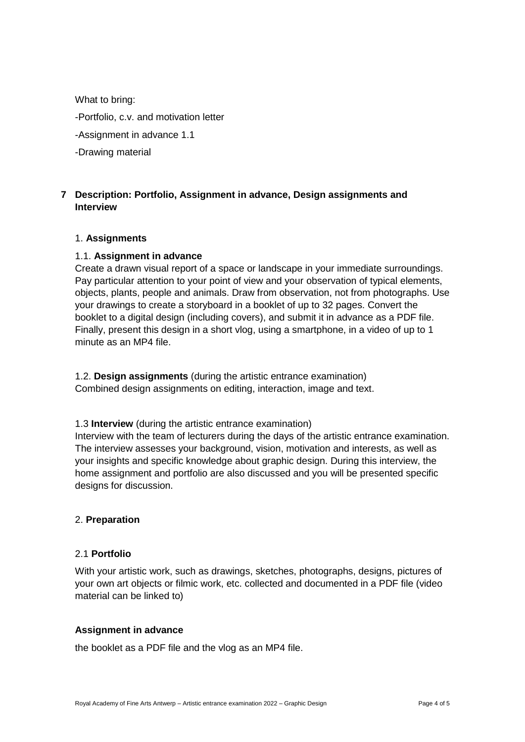What to bring:

-Portfolio, c.v. and motivation letter

-Assignment in advance 1.1

-Drawing material

## 7 Description: Portfolio, Assignment in advance, Design assignments and Interview

### 1. **Assignments**

#### 1.1. **Assignment in advance**

Create a drawn visual report of a space or landscape in your immediate surroundings. Pay particular attention to your point of view and your observation of typical elements, objects, plants, people and animals. Draw from observation, not from photographs. Use your drawings to create a storyboard in a booklet of up to 32 pages. Convert the booklet to a digital design (including covers), and submit it in advance as a PDF file. Finally, present this design in a short vlog, using a smartphone, in a video of up to 1 minute as an MP4 file.

#### 1.2. **Design assignments** (during the artistic entrance examination)

Combined design assignments on editing, interaction, image and text.

#### 1.3 **Interview** (during the artistic entrance examination)

Interview with the team of lecturers during the days of the artistic entrance examination. The interview assesses your background, vision, motivation and interests, as well as your insights and specific knowledge about graphic design. During this interview, the home assignment and portfolio are also discussed and you will be presented specific designs for discussion.

### 2. **Preparation**

#### 2.1 **Portfolio**

With your artistic work, such as drawings, sketches, photographs, designs, pictures of your own art objects or filmic work, etc. collected and documented in a PDF file (video material can be linked to)

#### **Assignment in advance**

the booklet as a PDF file and the vlog as an MP4 file.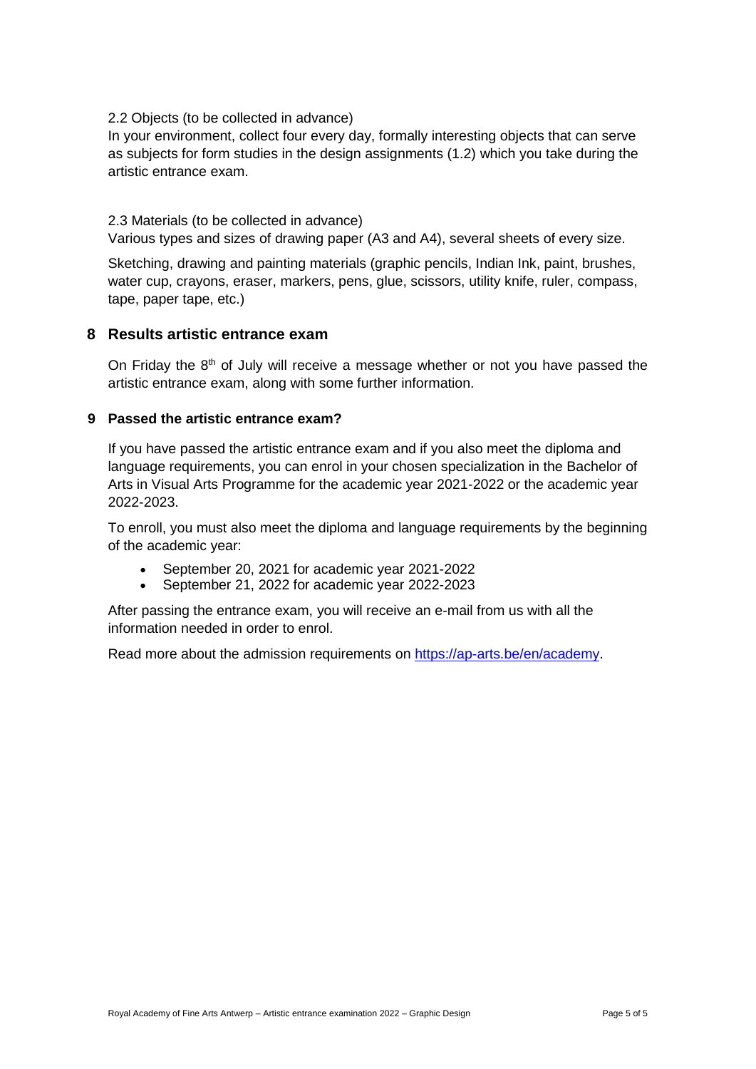2.2 Objects (to be collected in advance)

In your environment, collect four every day, formally interesting objects that can serve as subjects for form studies in the design assignments (1.2) which you take during the artistic entrance exam.

2.3 Materials (to be collected in advance)

Various types and sizes of drawing paper (A3 and A4), several sheets of every size.

Sketching, drawing and painting materials (graphic pencils, Indian Ink, paint, brushes, water cup, crayons, eraser, markers, pens, glue, scissors, utility knife, ruler, compass, tape, paper tape, etc.)

## 8 Results artistic entrance exam

On Friday the 8th of July will receive a message whether or not you have passed the artistic entrance exam, along with some further information.

## 9 Passed the artistic entrance exam?

If you have passed the artistic entrance exam and if you also meet the diploma and language requirements, you can enrol in your chosen specialization in the Bachelor of Arts in Visual Arts Programme for the academic year 2021-2022 or the academic year 2022-2023.

To enroll, you must also meet the diploma and language requirements by the beginning of the academic year:

- September 20, 2021 for academic year 2021-2022
- September 21, 2022 for academic year 2022-2023

After passing the entrance exam, you will receive an e-mail from us with all the information needed in order to enrol.

Read more about the admission requirements on https://ap-arts.be/en/academy.